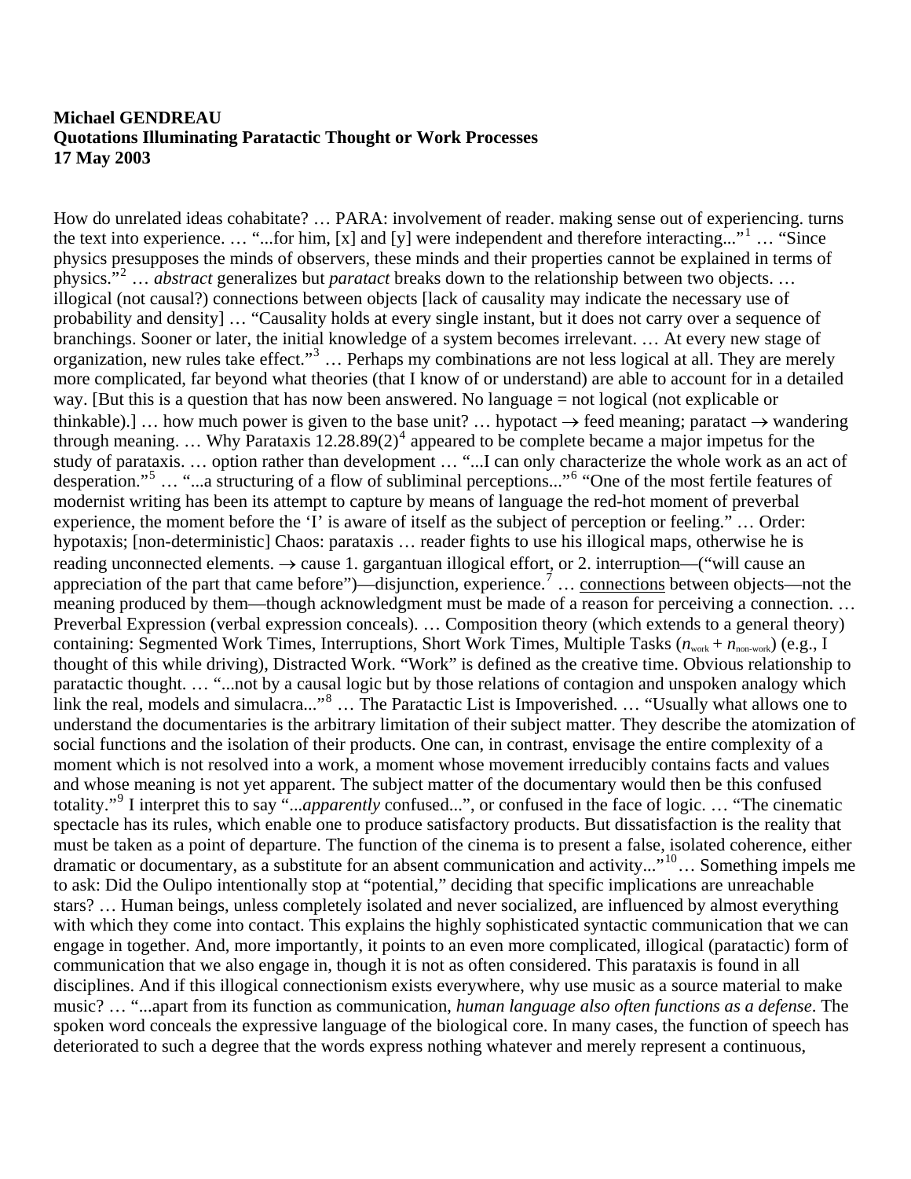**Michael GENDREAU**
**Quotations Illuminating Paratactic Thought or Work Processes**
**17 May 2003**

How do unrelated ideas cohabitate? … PARA: involvement of reader. making sense out of experiencing. turns the text into experience. … "...for him, [x] and [y] were independent and therefore interacting..."[1] … "Since physics presupposes the minds of observers, these minds and their properties cannot be explained in terms of physics."[2] … *abstract* generalizes but *paratact* breaks down to the relationship between two objects. … illogical (not causal?) connections between objects [lack of causality may indicate the necessary use of probability and density] … "Causality holds at every single instant, but it does not carry over a sequence of branchings. Sooner or later, the initial knowledge of a system becomes irrelevant. … At every new stage of organization, new rules take effect."[3] … Perhaps my combinations are not less logical at all. They are merely more complicated, far beyond what theories (that I know of or understand) are able to account for in a detailed way. [But this is a question that has now been answered. No language = not logical (not explicable or thinkable).] … how much power is given to the base unit? … hypotact → feed meaning; paratact → wandering through meaning. … Why Parataxis 12.28.89(2)[4] appeared to be complete became a major impetus for the study of parataxis. … option rather than development … "...I can only characterize the whole work as an act of desperation."[5] … "...a structuring of a flow of subliminal perceptions..."[6] "One of the most fertile features of modernist writing has been its attempt to capture by means of language the red-hot moment of preverbal experience, the moment before the 'I' is aware of itself as the subject of perception or feeling." … Order: hypotaxis; [non-deterministic] Chaos: parataxis … reader fights to use his illogical maps, otherwise he is reading unconnected elements. → cause 1. gargantuan illogical effort, or 2. interruption—("will cause an appreciation of the part that came before")—disjunction, experience.[7] … connections between objects—not the meaning produced by them—though acknowledgment must be made of a reason for perceiving a connection. … Preverbal Expression (verbal expression conceals). … Composition theory (which extends to a general theory) containing: Segmented Work Times, Interruptions, Short Work Times, Multiple Tasks ($n_{\text{work}} + n_{\text{non-work}}$) (e.g., I thought of this while driving), Distracted Work. "Work" is defined as the creative time. Obvious relationship to paratactic thought. … "...not by a causal logic but by those relations of contagion and unspoken analogy which link the real, models and simulacra..."[8] … The Paratactic List is Impoverished. … "Usually what allows one to understand the documentaries is the arbitrary limitation of their subject matter. They describe the atomization of social functions and the isolation of their products. One can, in contrast, envisage the entire complexity of a moment which is not resolved into a work, a moment whose movement irreducibly contains facts and values and whose meaning is not yet apparent. The subject matter of the documentary would then be this confused totality."[9] I interpret this to say "...*apparently* confused...", or confused in the face of logic. … "The cinematic spectacle has its rules, which enable one to produce satisfactory products. But dissatisfaction is the reality that must be taken as a point of departure. The function of the cinema is to present a false, isolated coherence, either dramatic or documentary, as a substitute for an absent communication and activity..."[10]… Something impels me to ask: Did the Oulipo intentionally stop at "potential," deciding that specific implications are unreachable stars? … Human beings, unless completely isolated and never socialized, are influenced by almost everything with which they come into contact. This explains the highly sophisticated syntactic communication that we can engage in together. And, more importantly, it points to an even more complicated, illogical (paratactic) form of communication that we also engage in, though it is not as often considered. This parataxis is found in all disciplines. And if this illogical connectionism exists everywhere, why use music as a source material to make music? … "...apart from its function as communication, *human language also often functions as a defense*. The spoken word conceals the expressive language of the biological core. In many cases, the function of speech has deteriorated to such a degree that the words express nothing whatever and merely represent a continuous,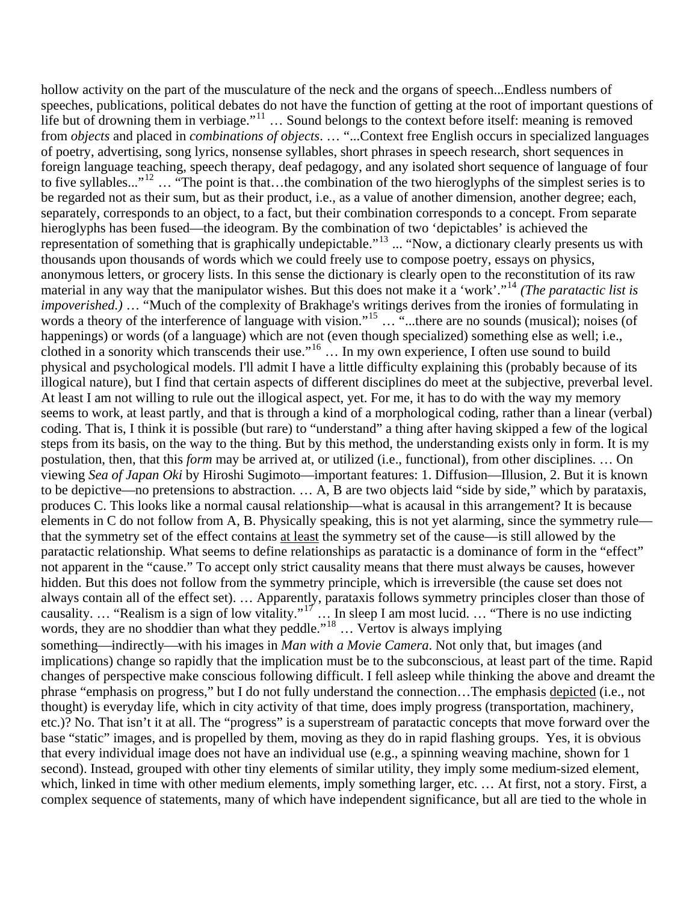hollow activity on the part of the musculature of the neck and the organs of speech...Endless numbers of speeches, publications, political debates do not have the function of getting at the root of important questions of life but of drowning them in verbiage."[11] … Sound belongs to the context before itself: meaning is removed from *objects* and placed in *combinations of objects*. … "...Context free English occurs in specialized languages of poetry, advertising, song lyrics, nonsense syllables, short phrases in speech research, short sequences in foreign language teaching, speech therapy, deaf pedagogy, and any isolated short sequence of language of four to five syllables..."[12] … "The point is that…the combination of the two hieroglyphs of the simplest series is to be regarded not as their sum, but as their product, i.e., as a value of another dimension, another degree; each, separately, corresponds to an object, to a fact, but their combination corresponds to a concept. From separate hieroglyphs has been fused—the ideogram. By the combination of two 'depictables' is achieved the representation of something that is graphically undepictable."[13] ... "Now, a dictionary clearly presents us with thousands upon thousands of words which we could freely use to compose poetry, essays on physics, anonymous letters, or grocery lists. In this sense the dictionary is clearly open to the reconstitution of its raw material in any way that the manipulator wishes. But this does not make it a 'work'."[14] *(The paratactic list is impoverished.)* … "Much of the complexity of Brakhage's writings derives from the ironies of formulating in words a theory of the interference of language with vision."[15] … "...there are no sounds (musical); noises (of happenings) or words (of a language) which are not (even though specialized) something else as well; i.e., clothed in a sonority which transcends their use."[16] … In my own experience, I often use sound to build physical and psychological models. I'll admit I have a little difficulty explaining this (probably because of its illogical nature), but I find that certain aspects of different disciplines do meet at the subjective, preverbal level. At least I am not willing to rule out the illogical aspect, yet. For me, it has to do with the way my memory seems to work, at least partly, and that is through a kind of a morphological coding, rather than a linear (verbal) coding. That is, I think it is possible (but rare) to "understand" a thing after having skipped a few of the logical steps from its basis, on the way to the thing. But by this method, the understanding exists only in form. It is my postulation, then, that this *form* may be arrived at, or utilized (i.e., functional), from other disciplines. … On viewing *Sea of Japan Oki* by Hiroshi Sugimoto—important features: 1. Diffusion—Illusion, 2. But it is known to be depictive—no pretensions to abstraction. … A, B are two objects laid "side by side," which by parataxis, produces C. This looks like a normal causal relationship—what is acausal in this arrangement? It is because elements in C do not follow from A, B. Physically speaking, this is not yet alarming, since the symmetry rule—that the symmetry set of the effect contains <u>at least</u> the symmetry set of the cause—is still allowed by the paratactic relationship. What seems to define relationships as paratactic is a dominance of form in the "effect" not apparent in the "cause." To accept only strict causality means that there must always be causes, however hidden. But this does not follow from the symmetry principle, which is irreversible (the cause set does not always contain all of the effect set). … Apparently, parataxis follows symmetry principles closer than those of causality. … "Realism is a sign of low vitality."[17] … In sleep I am most lucid. … "There is no use indicting words, they are no shoddier than what they peddle."[18] … Vertov is always implying something—indirectly—with his images in *Man with a Movie Camera*. Not only that, but images (and implications) change so rapidly that the implication must be to the subconscious, at least part of the time. Rapid changes of perspective make conscious following difficult. I fell asleep while thinking the above and dreamt the phrase "emphasis on progress," but I do not fully understand the connection…The emphasis <u>depicted</u> (i.e., not thought) is everyday life, which in city activity of that time, does imply progress (transportation, machinery, etc.)? No. That isn't it at all. The "progress" is a superstream of paratactic concepts that move forward over the base "static" images, and is propelled by them, moving as they do in rapid flashing groups. Yes, it is obvious that every individual image does not have an individual use (e.g., a spinning weaving machine, shown for 1 second). Instead, grouped with other tiny elements of similar utility, they imply some medium-sized element, which, linked in time with other medium elements, imply something larger, etc. … At first, not a story. First, a complex sequence of statements, many of which have independent significance, but all are tied to the whole in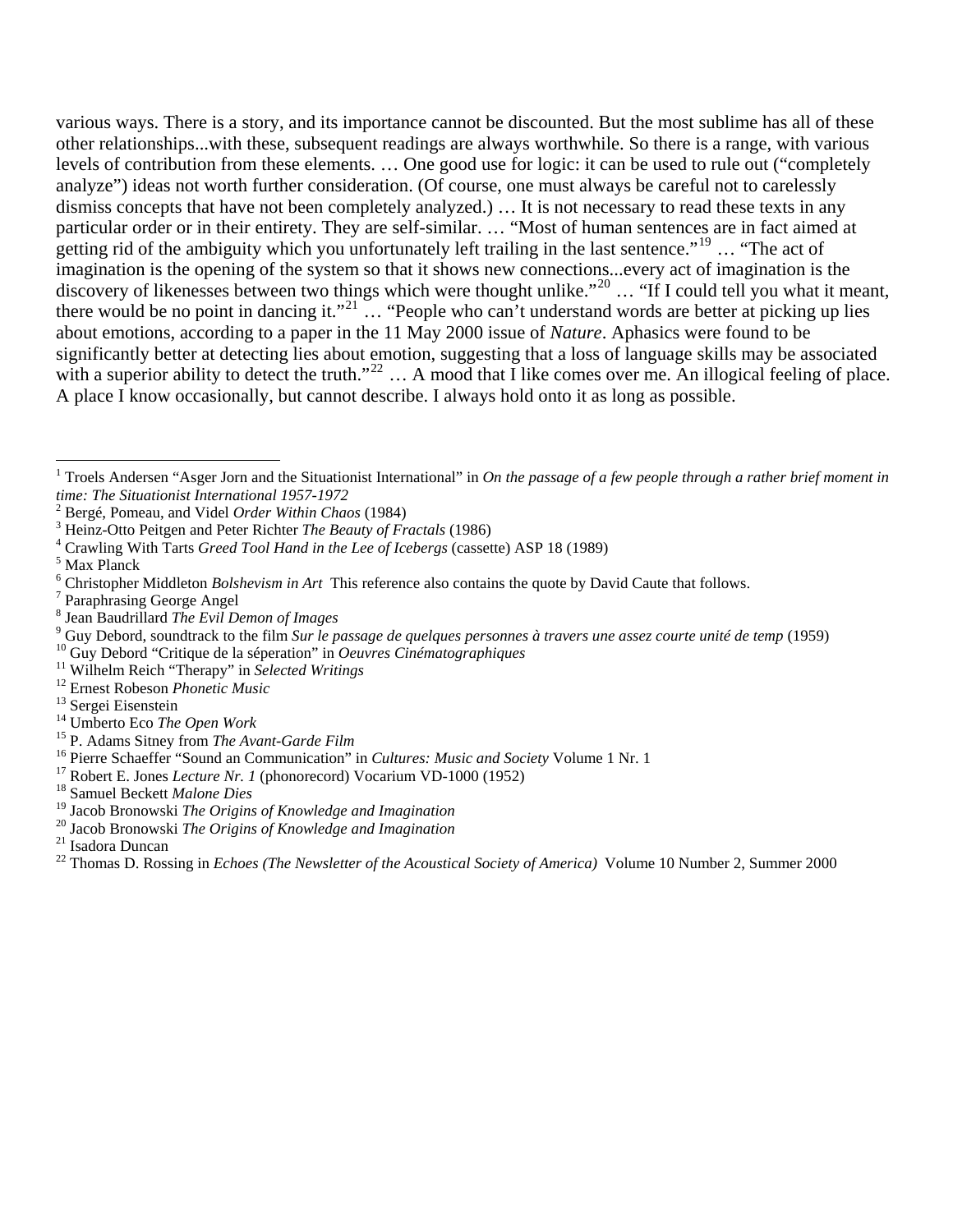various ways. There is a story, and its importance cannot be discounted. But the most sublime has all of these other relationships...with these, subsequent readings are always worthwhile. So there is a range, with various levels of contribution from these elements. … One good use for logic: it can be used to rule out ("completely analyze") ideas not worth further consideration. (Of course, one must always be careful not to carelessly dismiss concepts that have not been completely analyzed.) … It is not necessary to read these texts in any particular order or in their entirety. They are self-similar. … "Most of human sentences are in fact aimed at getting rid of the ambiguity which you unfortunately left trailing in the last sentence."[19] … "The act of imagination is the opening of the system so that it shows new connections...every act of imagination is the discovery of likenesses between two things which were thought unlike."[20] … "If I could tell you what it meant, there would be no point in dancing it."[21] … "People who can't understand words are better at picking up lies about emotions, according to a paper in the 11 May 2000 issue of *Nature*. Aphasics were found to be significantly better at detecting lies about emotion, suggesting that a loss of language skills may be associated with a superior ability to detect the truth."[22] … A mood that I like comes over me. An illogical feeling of place. A place I know occasionally, but cannot describe. I always hold onto it as long as possible.

---

[1] Troels Andersen "Asger Jorn and the Situationist International" in *On the passage of a few people through a rather brief moment in time: The Situationist International 1957-1972*

[2] Bergé, Pomeau, and Videl *Order Within Chaos* (1984)

[3] Heinz-Otto Peitgen and Peter Richter *The Beauty of Fractals* (1986)

[4] Crawling With Tarts *Greed Tool Hand in the Lee of Icebergs* (cassette) ASP 18 (1989)

[5] Max Planck

[6] Christopher Middleton *Bolshevism in Art* This reference also contains the quote by David Caute that follows.

[7] Paraphrasing George Angel

[8] Jean Baudrillard *The Evil Demon of Images*

[9] Guy Debord, soundtrack to the film *Sur le passage de quelques personnes à travers une assez courte unité de temp* (1959)

[10] Guy Debord "Critique de la séperation" in *Oeuvres Cinématographiques*

[11] Wilhelm Reich "Therapy" in *Selected Writings*

[12] Ernest Robeson *Phonetic Music*

[13] Sergei Eisenstein

[14] Umberto Eco *The Open Work*

[15] P. Adams Sitney from *The Avant-Garde Film*

[16] Pierre Schaeffer "Sound an Communication" in *Cultures: Music and Society* Volume 1 Nr. 1

[17] Robert E. Jones *Lecture Nr. 1* (phonorecord) Vocarium VD-1000 (1952)

[18] Samuel Beckett *Malone Dies*

[19] Jacob Bronowski *The Origins of Knowledge and Imagination*

[20] Jacob Bronowski *The Origins of Knowledge and Imagination*

[21] Isadora Duncan

[22] Thomas D. Rossing in *Echoes (The Newsletter of the Acoustical Society of America)* Volume 10 Number 2, Summer 2000